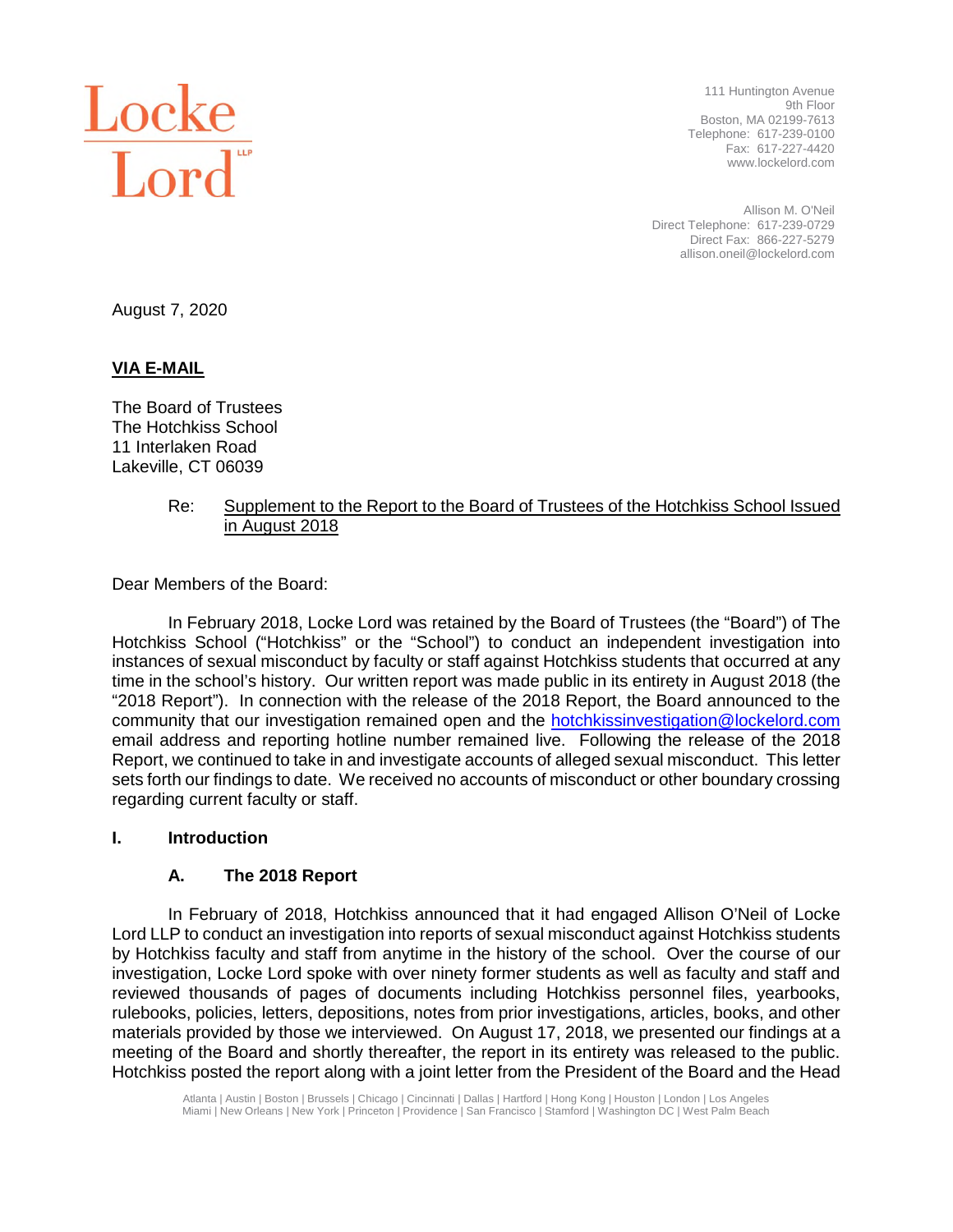Locke Lord LLP

111 Huntington Avenue
9th Floor
Boston, MA 02199-7613
Telephone: 617-239-0100
Fax: 617-227-4420
www.lockelord.com

Allison M. O'Neil
Direct Telephone: 617-239-0729
Direct Fax: 866-227-5279
allison.oneil@lockelord.com

August 7, 2020

**VIA E-MAIL**

The Board of Trustees
The Hotchkiss School
11 Interlaken Road
Lakeville, CT 06039

Re: Supplement to the Report to the Board of Trustees of the Hotchkiss School Issued in August 2018

Dear Members of the Board:

In February 2018, Locke Lord was retained by the Board of Trustees (the "Board") of The Hotchkiss School ("Hotchkiss" or the "School") to conduct an independent investigation into instances of sexual misconduct by faculty or staff against Hotchkiss students that occurred at any time in the school's history. Our written report was made public in its entirety in August 2018 (the "2018 Report"). In connection with the release of the 2018 Report, the Board announced to the community that our investigation remained open and the hotchkissinvestigation@lockelord.com email address and reporting hotline number remained live. Following the release of the 2018 Report, we continued to take in and investigate accounts of alleged sexual misconduct. This letter sets forth our findings to date. We received no accounts of misconduct or other boundary crossing regarding current faculty or staff.

## I. Introduction

### A. The 2018 Report

In February of 2018, Hotchkiss announced that it had engaged Allison O'Neil of Locke Lord LLP to conduct an investigation into reports of sexual misconduct against Hotchkiss students by Hotchkiss faculty and staff from anytime in the history of the school. Over the course of our investigation, Locke Lord spoke with over ninety former students as well as faculty and staff and reviewed thousands of pages of documents including Hotchkiss personnel files, yearbooks, rulebooks, policies, letters, depositions, notes from prior investigations, articles, books, and other materials provided by those we interviewed. On August 17, 2018, we presented our findings at a meeting of the Board and shortly thereafter, the report in its entirety was released to the public. Hotchkiss posted the report along with a joint letter from the President of the Board and the Head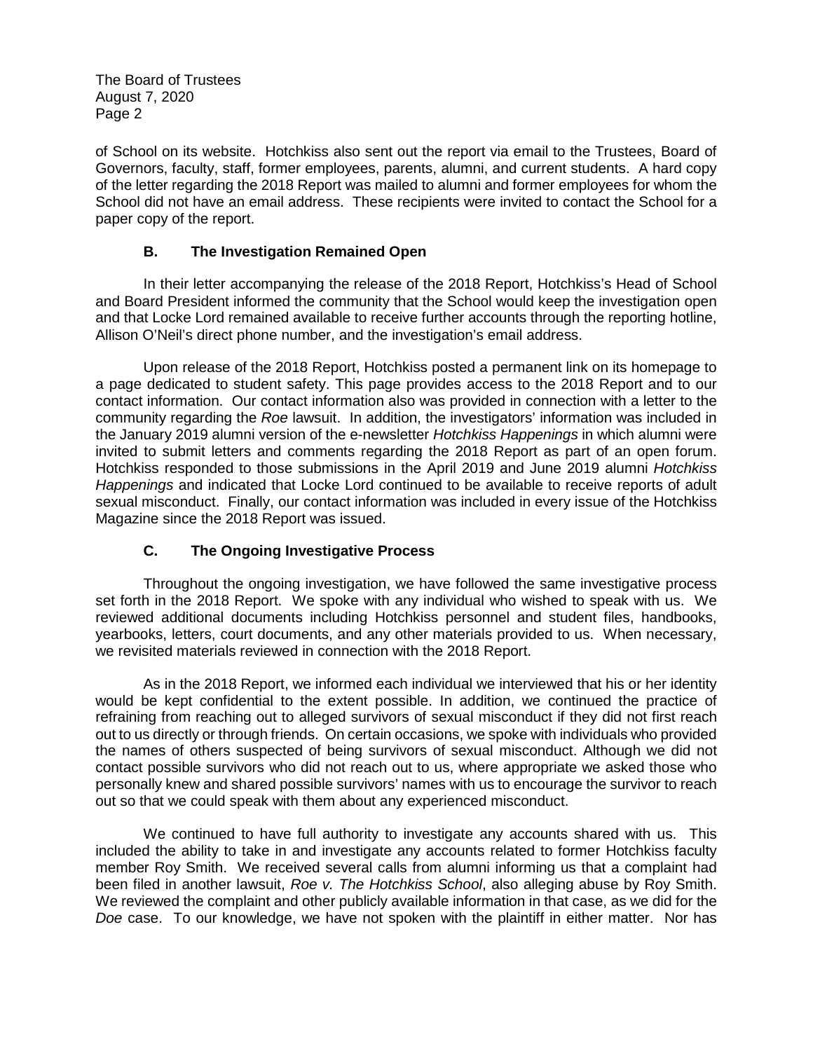of School on its website. Hotchkiss also sent out the report via email to the Trustees, Board of Governors, faculty, staff, former employees, parents, alumni, and current students. A hard copy of the letter regarding the 2018 Report was mailed to alumni and former employees for whom the School did not have an email address. These recipients were invited to contact the School for a paper copy of the report.

### B. The Investigation Remained Open

In their letter accompanying the release of the 2018 Report, Hotchkiss's Head of School and Board President informed the community that the School would keep the investigation open and that Locke Lord remained available to receive further accounts through the reporting hotline, Allison O'Neil's direct phone number, and the investigation's email address.

Upon release of the 2018 Report, Hotchkiss posted a permanent link on its homepage to a page dedicated to student safety. This page provides access to the 2018 Report and to our contact information. Our contact information also was provided in connection with a letter to the community regarding the *Roe* lawsuit. In addition, the investigators' information was included in the January 2019 alumni version of the e-newsletter *Hotchkiss Happenings* in which alumni were invited to submit letters and comments regarding the 2018 Report as part of an open forum. Hotchkiss responded to those submissions in the April 2019 and June 2019 alumni *Hotchkiss Happenings* and indicated that Locke Lord continued to be available to receive reports of adult sexual misconduct. Finally, our contact information was included in every issue of the Hotchkiss Magazine since the 2018 Report was issued.

### C. The Ongoing Investigative Process

Throughout the ongoing investigation, we have followed the same investigative process set forth in the 2018 Report. We spoke with any individual who wished to speak with us. We reviewed additional documents including Hotchkiss personnel and student files, handbooks, yearbooks, letters, court documents, and any other materials provided to us. When necessary, we revisited materials reviewed in connection with the 2018 Report.

As in the 2018 Report, we informed each individual we interviewed that his or her identity would be kept confidential to the extent possible. In addition, we continued the practice of refraining from reaching out to alleged survivors of sexual misconduct if they did not first reach out to us directly or through friends. On certain occasions, we spoke with individuals who provided the names of others suspected of being survivors of sexual misconduct. Although we did not contact possible survivors who did not reach out to us, where appropriate we asked those who personally knew and shared possible survivors' names with us to encourage the survivor to reach out so that we could speak with them about any experienced misconduct.

We continued to have full authority to investigate any accounts shared with us. This included the ability to take in and investigate any accounts related to former Hotchkiss faculty member Roy Smith. We received several calls from alumni informing us that a complaint had been filed in another lawsuit, *Roe v. The Hotchkiss School*, also alleging abuse by Roy Smith. We reviewed the complaint and other publicly available information in that case, as we did for the *Doe* case. To our knowledge, we have not spoken with the plaintiff in either matter. Nor has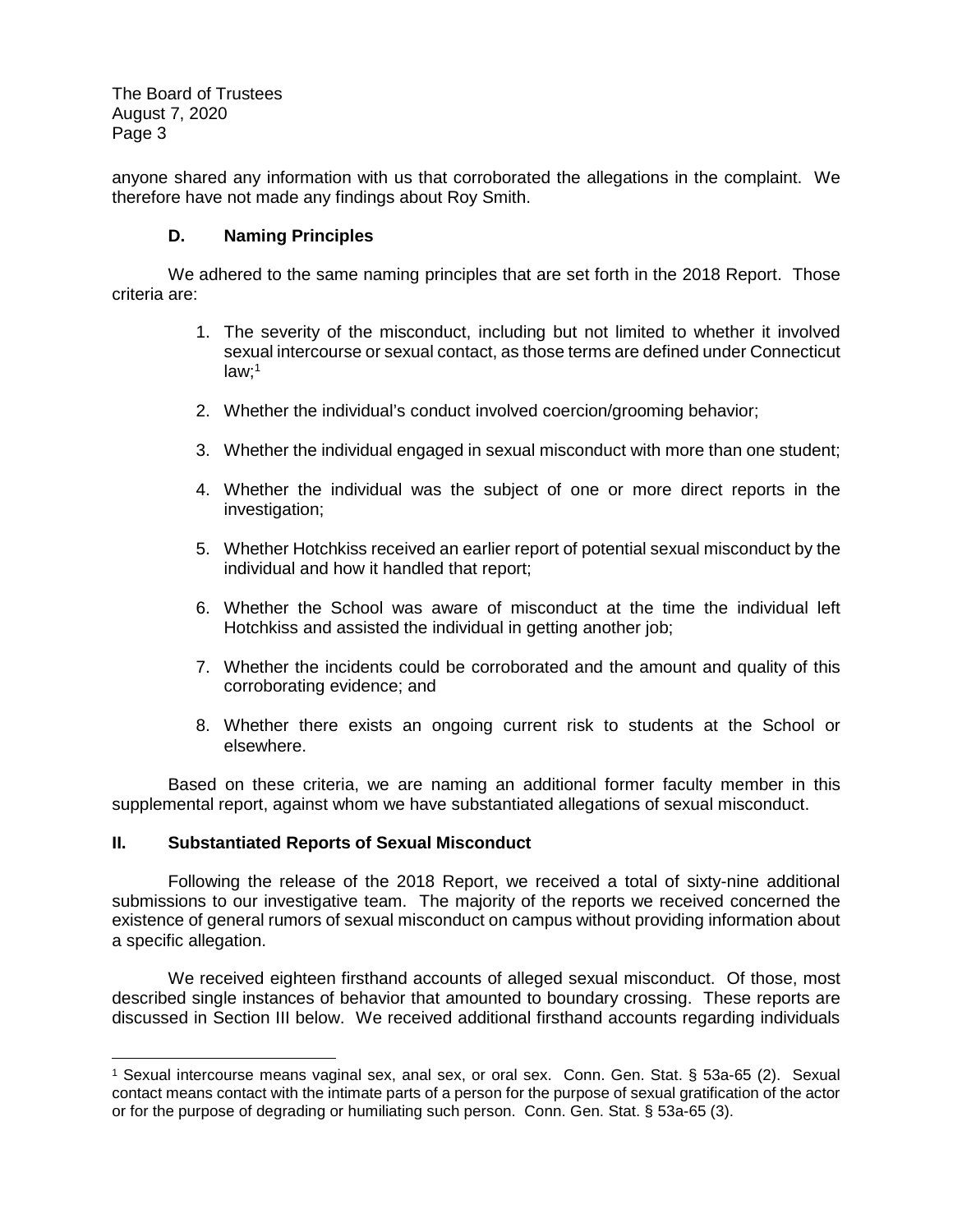anyone shared any information with us that corroborated the allegations in the complaint. We therefore have not made any findings about Roy Smith.

### D. Naming Principles

We adhered to the same naming principles that are set forth in the 2018 Report. Those criteria are:

1. The severity of the misconduct, including but not limited to whether it involved sexual intercourse or sexual contact, as those terms are defined under Connecticut law;[1]
2. Whether the individual's conduct involved coercion/grooming behavior;
3. Whether the individual engaged in sexual misconduct with more than one student;
4. Whether the individual was the subject of one or more direct reports in the investigation;
5. Whether Hotchkiss received an earlier report of potential sexual misconduct by the individual and how it handled that report;
6. Whether the School was aware of misconduct at the time the individual left Hotchkiss and assisted the individual in getting another job;
7. Whether the incidents could be corroborated and the amount and quality of this corroborating evidence; and
8. Whether there exists an ongoing current risk to students at the School or elsewhere.

Based on these criteria, we are naming an additional former faculty member in this supplemental report, against whom we have substantiated allegations of sexual misconduct.

## II. Substantiated Reports of Sexual Misconduct

Following the release of the 2018 Report, we received a total of sixty-nine additional submissions to our investigative team. The majority of the reports we received concerned the existence of general rumors of sexual misconduct on campus without providing information about a specific allegation.

We received eighteen firsthand accounts of alleged sexual misconduct. Of those, most described single instances of behavior that amounted to boundary crossing. These reports are discussed in Section III below. We received additional firsthand accounts regarding individuals

[1] Sexual intercourse means vaginal sex, anal sex, or oral sex. Conn. Gen. Stat. § 53a-65 (2). Sexual contact means contact with the intimate parts of a person for the purpose of sexual gratification of the actor or for the purpose of degrading or humiliating such person. Conn. Gen. Stat. § 53a-65 (3).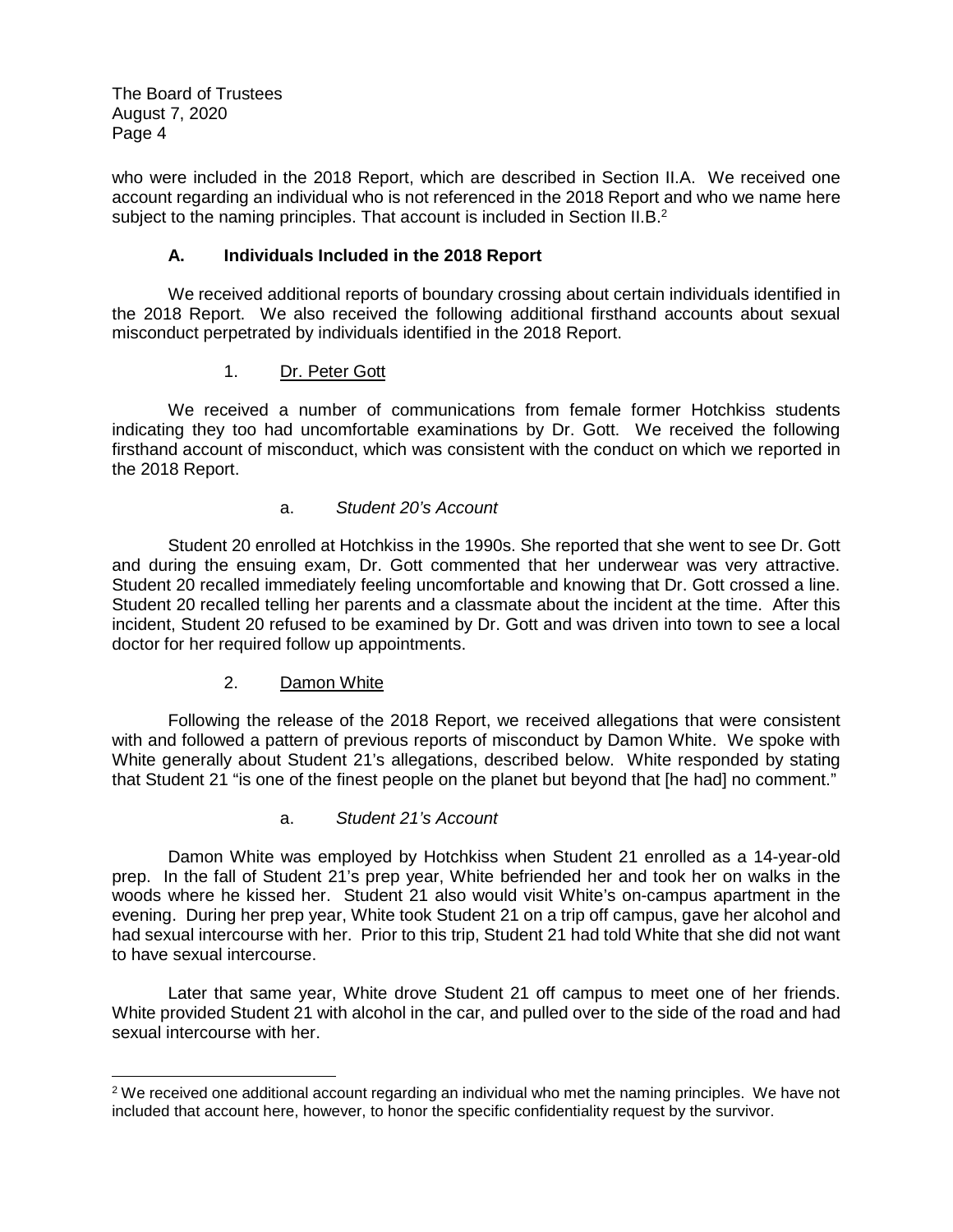who were included in the 2018 Report, which are described in Section II.A. We received one account regarding an individual who is not referenced in the 2018 Report and who we name here subject to the naming principles. That account is included in Section II.B.[2]

### A. Individuals Included in the 2018 Report

We received additional reports of boundary crossing about certain individuals identified in the 2018 Report. We also received the following additional firsthand accounts about sexual misconduct perpetrated by individuals identified in the 2018 Report.

#### 1. Dr. Peter Gott

We received a number of communications from female former Hotchkiss students indicating they too had uncomfortable examinations by Dr. Gott. We received the following firsthand account of misconduct, which was consistent with the conduct on which we reported in the 2018 Report.

##### a. *Student 20's Account*

Student 20 enrolled at Hotchkiss in the 1990s. She reported that she went to see Dr. Gott and during the ensuing exam, Dr. Gott commented that her underwear was very attractive. Student 20 recalled immediately feeling uncomfortable and knowing that Dr. Gott crossed a line. Student 20 recalled telling her parents and a classmate about the incident at the time. After this incident, Student 20 refused to be examined by Dr. Gott and was driven into town to see a local doctor for her required follow up appointments.

#### 2. Damon White

Following the release of the 2018 Report, we received allegations that were consistent with and followed a pattern of previous reports of misconduct by Damon White. We spoke with White generally about Student 21's allegations, described below. White responded by stating that Student 21 "is one of the finest people on the planet but beyond that [he had] no comment."

##### a. *Student 21's Account*

Damon White was employed by Hotchkiss when Student 21 enrolled as a 14-year-old prep. In the fall of Student 21's prep year, White befriended her and took her on walks in the woods where he kissed her. Student 21 also would visit White's on-campus apartment in the evening. During her prep year, White took Student 21 on a trip off campus, gave her alcohol and had sexual intercourse with her. Prior to this trip, Student 21 had told White that she did not want to have sexual intercourse.

Later that same year, White drove Student 21 off campus to meet one of her friends. White provided Student 21 with alcohol in the car, and pulled over to the side of the road and had sexual intercourse with her.

---

[2] We received one additional account regarding an individual who met the naming principles. We have not included that account here, however, to honor the specific confidentiality request by the survivor.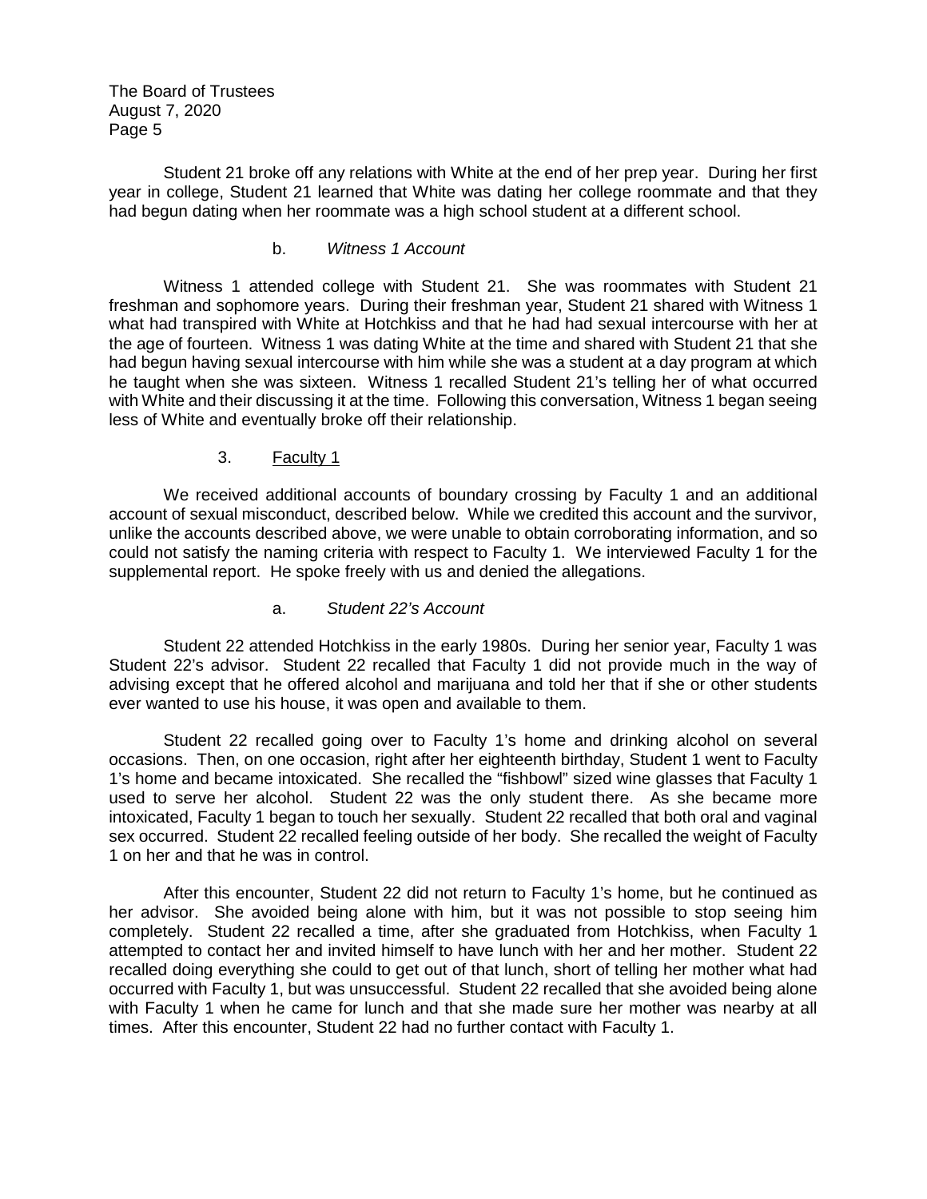Student 21 broke off any relations with White at the end of her prep year. During her first year in college, Student 21 learned that White was dating her college roommate and that they had begun dating when her roommate was a high school student at a different school.

b. *Witness 1 Account*

Witness 1 attended college with Student 21. She was roommates with Student 21 freshman and sophomore years. During their freshman year, Student 21 shared with Witness 1 what had transpired with White at Hotchkiss and that he had had sexual intercourse with her at the age of fourteen. Witness 1 was dating White at the time and shared with Student 21 that she had begun having sexual intercourse with him while she was a student at a day program at which he taught when she was sixteen. Witness 1 recalled Student 21's telling her of what occurred with White and their discussing it at the time. Following this conversation, Witness 1 began seeing less of White and eventually broke off their relationship.

3. Faculty 1

We received additional accounts of boundary crossing by Faculty 1 and an additional account of sexual misconduct, described below. While we credited this account and the survivor, unlike the accounts described above, we were unable to obtain corroborating information, and so could not satisfy the naming criteria with respect to Faculty 1. We interviewed Faculty 1 for the supplemental report. He spoke freely with us and denied the allegations.

a. *Student 22's Account*

Student 22 attended Hotchkiss in the early 1980s. During her senior year, Faculty 1 was Student 22's advisor. Student 22 recalled that Faculty 1 did not provide much in the way of advising except that he offered alcohol and marijuana and told her that if she or other students ever wanted to use his house, it was open and available to them.

Student 22 recalled going over to Faculty 1's home and drinking alcohol on several occasions. Then, on one occasion, right after her eighteenth birthday, Student 1 went to Faculty 1's home and became intoxicated. She recalled the "fishbowl" sized wine glasses that Faculty 1 used to serve her alcohol. Student 22 was the only student there. As she became more intoxicated, Faculty 1 began to touch her sexually. Student 22 recalled that both oral and vaginal sex occurred. Student 22 recalled feeling outside of her body. She recalled the weight of Faculty 1 on her and that he was in control.

After this encounter, Student 22 did not return to Faculty 1's home, but he continued as her advisor. She avoided being alone with him, but it was not possible to stop seeing him completely. Student 22 recalled a time, after she graduated from Hotchkiss, when Faculty 1 attempted to contact her and invited himself to have lunch with her and her mother. Student 22 recalled doing everything she could to get out of that lunch, short of telling her mother what had occurred with Faculty 1, but was unsuccessful. Student 22 recalled that she avoided being alone with Faculty 1 when he came for lunch and that she made sure her mother was nearby at all times. After this encounter, Student 22 had no further contact with Faculty 1.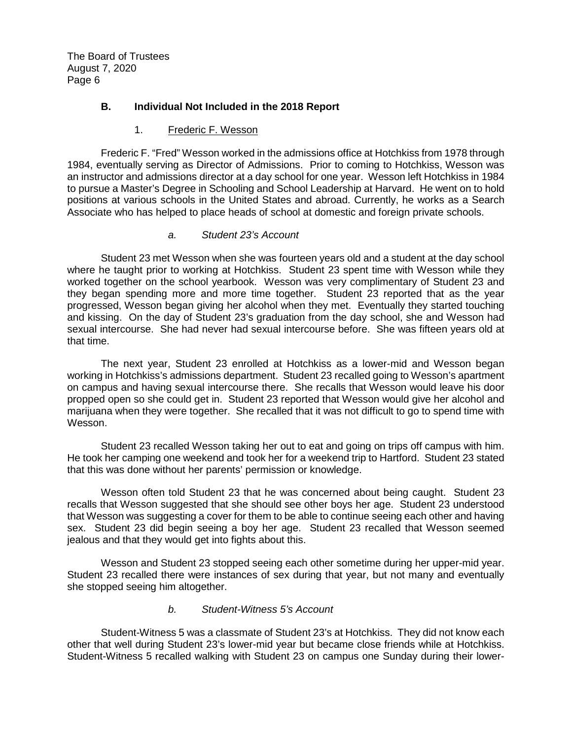### B. Individual Not Included in the 2018 Report

#### 1. Frederic F. Wesson

Frederic F. "Fred" Wesson worked in the admissions office at Hotchkiss from 1978 through 1984, eventually serving as Director of Admissions. Prior to coming to Hotchkiss, Wesson was an instructor and admissions director at a day school for one year. Wesson left Hotchkiss in 1984 to pursue a Master's Degree in Schooling and School Leadership at Harvard. He went on to hold positions at various schools in the United States and abroad. Currently, he works as a Search Associate who has helped to place heads of school at domestic and foreign private schools.

##### *a. Student 23's Account*

Student 23 met Wesson when she was fourteen years old and a student at the day school where he taught prior to working at Hotchkiss. Student 23 spent time with Wesson while they worked together on the school yearbook. Wesson was very complimentary of Student 23 and they began spending more and more time together. Student 23 reported that as the year progressed, Wesson began giving her alcohol when they met. Eventually they started touching and kissing. On the day of Student 23's graduation from the day school, she and Wesson had sexual intercourse. She had never had sexual intercourse before. She was fifteen years old at that time.

The next year, Student 23 enrolled at Hotchkiss as a lower-mid and Wesson began working in Hotchkiss's admissions department. Student 23 recalled going to Wesson's apartment on campus and having sexual intercourse there. She recalls that Wesson would leave his door propped open so she could get in. Student 23 reported that Wesson would give her alcohol and marijuana when they were together. She recalled that it was not difficult to go to spend time with Wesson.

Student 23 recalled Wesson taking her out to eat and going on trips off campus with him. He took her camping one weekend and took her for a weekend trip to Hartford. Student 23 stated that this was done without her parents' permission or knowledge.

Wesson often told Student 23 that he was concerned about being caught. Student 23 recalls that Wesson suggested that she should see other boys her age. Student 23 understood that Wesson was suggesting a cover for them to be able to continue seeing each other and having sex. Student 23 did begin seeing a boy her age. Student 23 recalled that Wesson seemed jealous and that they would get into fights about this.

Wesson and Student 23 stopped seeing each other sometime during her upper-mid year. Student 23 recalled there were instances of sex during that year, but not many and eventually she stopped seeing him altogether.

##### *b. Student-Witness 5's Account*

Student-Witness 5 was a classmate of Student 23's at Hotchkiss. They did not know each other that well during Student 23's lower-mid year but became close friends while at Hotchkiss. Student-Witness 5 recalled walking with Student 23 on campus one Sunday during their lower-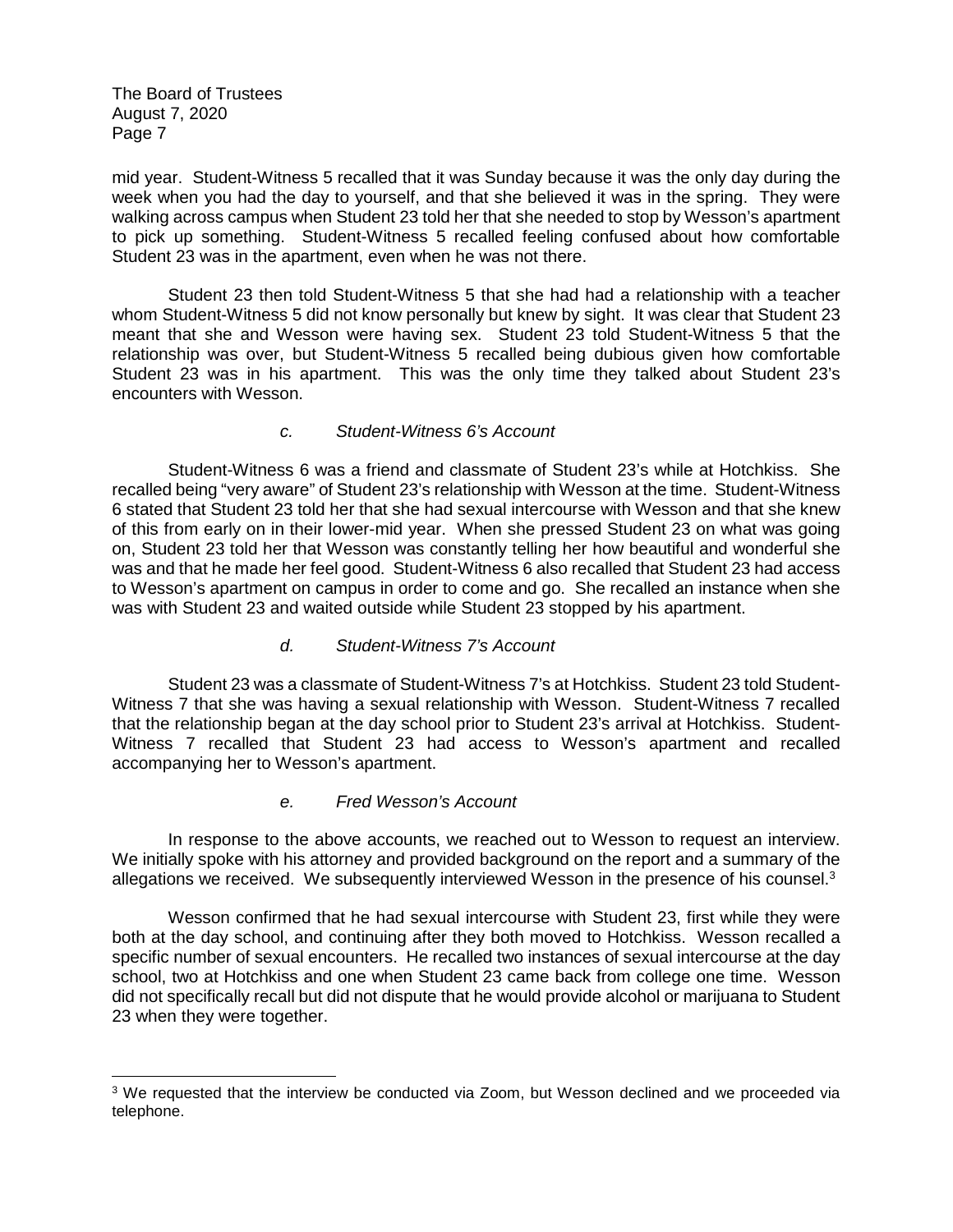mid year. Student-Witness 5 recalled that it was Sunday because it was the only day during the week when you had the day to yourself, and that she believed it was in the spring. They were walking across campus when Student 23 told her that she needed to stop by Wesson's apartment to pick up something. Student-Witness 5 recalled feeling confused about how comfortable Student 23 was in the apartment, even when he was not there.

Student 23 then told Student-Witness 5 that she had had a relationship with a teacher whom Student-Witness 5 did not know personally but knew by sight. It was clear that Student 23 meant that she and Wesson were having sex. Student 23 told Student-Witness 5 that the relationship was over, but Student-Witness 5 recalled being dubious given how comfortable Student 23 was in his apartment. This was the only time they talked about Student 23's encounters with Wesson.

*c. Student-Witness 6's Account*

Student-Witness 6 was a friend and classmate of Student 23's while at Hotchkiss. She recalled being "very aware" of Student 23's relationship with Wesson at the time. Student-Witness 6 stated that Student 23 told her that she had sexual intercourse with Wesson and that she knew of this from early on in their lower-mid year. When she pressed Student 23 on what was going on, Student 23 told her that Wesson was constantly telling her how beautiful and wonderful she was and that he made her feel good. Student-Witness 6 also recalled that Student 23 had access to Wesson's apartment on campus in order to come and go. She recalled an instance when she was with Student 23 and waited outside while Student 23 stopped by his apartment.

*d. Student-Witness 7's Account*

Student 23 was a classmate of Student-Witness 7's at Hotchkiss. Student 23 told Student-Witness 7 that she was having a sexual relationship with Wesson. Student-Witness 7 recalled that the relationship began at the day school prior to Student 23's arrival at Hotchkiss. Student-Witness 7 recalled that Student 23 had access to Wesson's apartment and recalled accompanying her to Wesson's apartment.

*e. Fred Wesson's Account*

In response to the above accounts, we reached out to Wesson to request an interview. We initially spoke with his attorney and provided background on the report and a summary of the allegations we received. We subsequently interviewed Wesson in the presence of his counsel.[3]

Wesson confirmed that he had sexual intercourse with Student 23, first while they were both at the day school, and continuing after they both moved to Hotchkiss. Wesson recalled a specific number of sexual encounters. He recalled two instances of sexual intercourse at the day school, two at Hotchkiss and one when Student 23 came back from college one time. Wesson did not specifically recall but did not dispute that he would provide alcohol or marijuana to Student 23 when they were together.

---

[3] We requested that the interview be conducted via Zoom, but Wesson declined and we proceeded via telephone.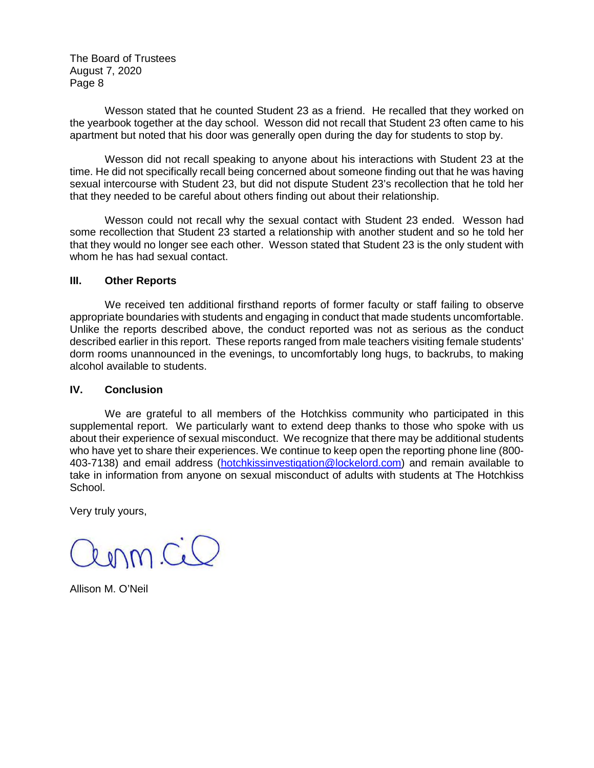Wesson stated that he counted Student 23 as a friend. He recalled that they worked on the yearbook together at the day school. Wesson did not recall that Student 23 often came to his apartment but noted that his door was generally open during the day for students to stop by.

Wesson did not recall speaking to anyone about his interactions with Student 23 at the time. He did not specifically recall being concerned about someone finding out that he was having sexual intercourse with Student 23, but did not dispute Student 23's recollection that he told her that they needed to be careful about others finding out about their relationship.

Wesson could not recall why the sexual contact with Student 23 ended. Wesson had some recollection that Student 23 started a relationship with another student and so he told her that they would no longer see each other. Wesson stated that Student 23 is the only student with whom he has had sexual contact.

## III. Other Reports

We received ten additional firsthand reports of former faculty or staff failing to observe appropriate boundaries with students and engaging in conduct that made students uncomfortable. Unlike the reports described above, the conduct reported was not as serious as the conduct described earlier in this report. These reports ranged from male teachers visiting female students' dorm rooms unannounced in the evenings, to uncomfortably long hugs, to backrubs, to making alcohol available to students.

## IV. Conclusion

We are grateful to all members of the Hotchkiss community who participated in this supplemental report. We particularly want to extend deep thanks to those who spoke with us about their experience of sexual misconduct. We recognize that there may be additional students who have yet to share their experiences. We continue to keep open the reporting phone line (800-403-7138) and email address (hotchkissinvestigation@lockelord.com) and remain available to take in information from anyone on sexual misconduct of adults with students at The Hotchkiss School.

Very truly yours,

Allison M. O'Neil